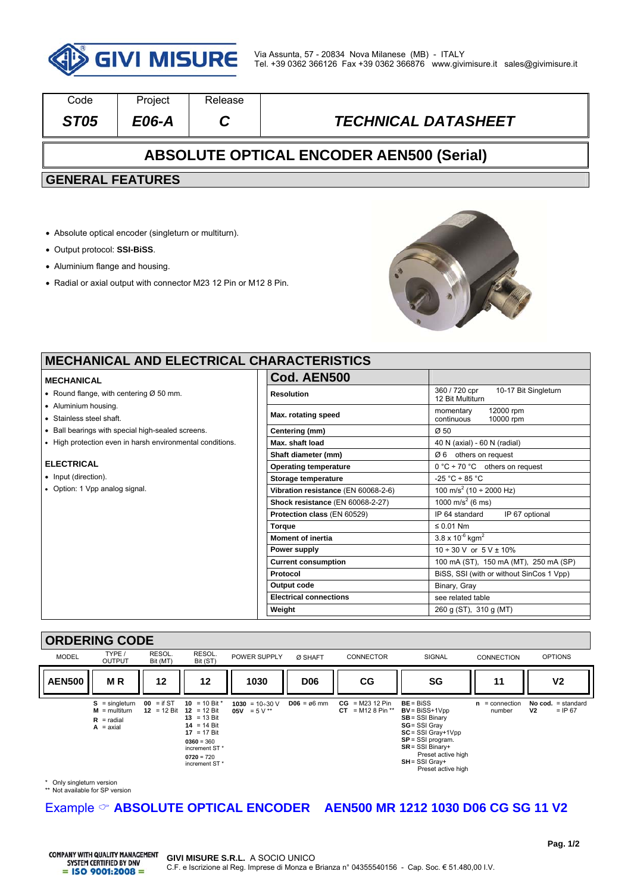GIVI MISURE

Via Assunta, 57 - 20834 Nova Milanese (MB) - ITALY
Tel. +39 0362 366126 Fax +39 0362 366876 www.givimisure.it sales@givimisure.it

| Code | Project | Release | |
|---|---|---|---|
| *ST05* | *E06-A* | *C* | *TECHNICAL DATASHEET* |

# ABSOLUTE OPTICAL ENCODER AEN500 (Serial)

## GENERAL FEATURES

- Absolute optical encoder (singleturn or multiturn).
- Output protocol: **SSI-BiSS**.
- Aluminium flange and housing.
- Radial or axial output with connector M23 12 Pin or M12 8 Pin.

## MECHANICAL AND ELECTRICAL CHARACTERISTICS

### MECHANICAL

- Round flange, with centering Ø 50 mm.
- Aluminium housing.
- Stainless steel shaft.
- Ball bearings with special high-sealed screens.
- High protection even in harsh environmental conditions.

### ELECTRICAL

- Input (direction).
- Option: 1 Vpp analog signal.

| **Cod. AEN500** | |
|---|---|
| **Resolution** | 360 / 720 cpr; 10-17 Bit Singleturn; 12 Bit Multiturn |
| **Max. rotating speed** | momentary 12000 rpm; continuous 10000 rpm |
| **Centering (mm)** | Ø 50 |
| **Max. shaft load** | 40 N (axial) - 60 N (radial) |
| **Shaft diameter (mm)** | Ø 6 others on request |
| **Operating temperature** | 0 °C ÷ 70 °C others on request |
| **Storage temperature** | -25 °C ÷ 85 °C |
| **Vibration resistance** (EN 60068-2-6) | 100 m/s$^2$ (10 ÷ 2000 Hz) |
| **Shock resistance** (EN 60068-2-27) | 1000 m/s$^2$ (6 ms) |
| **Protection class** (EN 60529) | IP 64 standard; IP 67 optional |
| **Torque** | ≤ 0.01 Nm |
| **Moment of inertia** | 3.8 x 10$^{-6}$ kgm$^2$ |
| **Power supply** | 10 ÷ 30 V or 5 V ± 10% |
| **Current consumption** | 100 mA (ST), 150 mA (MT), 250 mA (SP) |
| **Protocol** | BiSS, SSI (with or without SinCos 1 Vpp) |
| **Output code** | Binary, Gray |
| **Electrical connections** | see related table |
| **Weight** | 260 g (ST), 310 g (MT) |

## ORDERING CODE

| MODEL | TYPE / OUTPUT | RESOL. Bit (MT) | RESOL. Bit (ST) | POWER SUPPLY | Ø SHAFT | CONNECTOR | SIGNAL | CONNECTION | OPTIONS |
|---|---|---|---|---|---|---|---|---|---|
| **AEN500** | **M R** | **12** | **12** | **1030** | **D06** | **CG** | **SG** | **11** | **V2** |
| | **S** = singleturn<br>**M** = multiturn<br>**R** = radial<br>**A** = axial | **00** = if ST<br>**12** = 12 Bit | **10** = 10 Bit *<br>**12** = 12 Bit<br>**13** = 13 Bit<br>**14** = 14 Bit<br>**17** = 17 Bit<br>**0360** = 360 increment ST *<br>**0720** = 720 increment ST * | **1030** = 10÷30 V<br>**05V** = 5 V ** | **D06** = ø6 mm | **CG** = M23 12 Pin<br>**CT** = M12 8 Pin ** | **BE** = BiSS<br>**BV** = BiSS+1Vpp<br>**SB** = SSI Binary<br>**SG** = SSI Gray<br>**SC** = SSI Gray+1Vpp<br>**SP** = SSI program.<br>**SR** = SSI Binary+ Preset active high<br>**SH** = SSI Gray+ Preset active high | **n** = connection number | **No cod.** = standard<br>**V2** = IP 67 |

\* Only singleturn version
\** Not available for SP version

**Example ☞ ABSOLUTE OPTICAL ENCODER AEN500 MR 1212 1030 D06 CG SG 11 V2**

COMPANY WITH QUALITY MANAGEMENT SYSTEM CERTIFIED BY DNV = ISO 9001:2008 =

**GIVI MISURE S.R.L.** A SOCIO UNICO
C.F. e Iscrizione al Reg. Imprese di Monza e Brianza n° 04355540156 - Cap. Soc. € 51.480,00 I.V.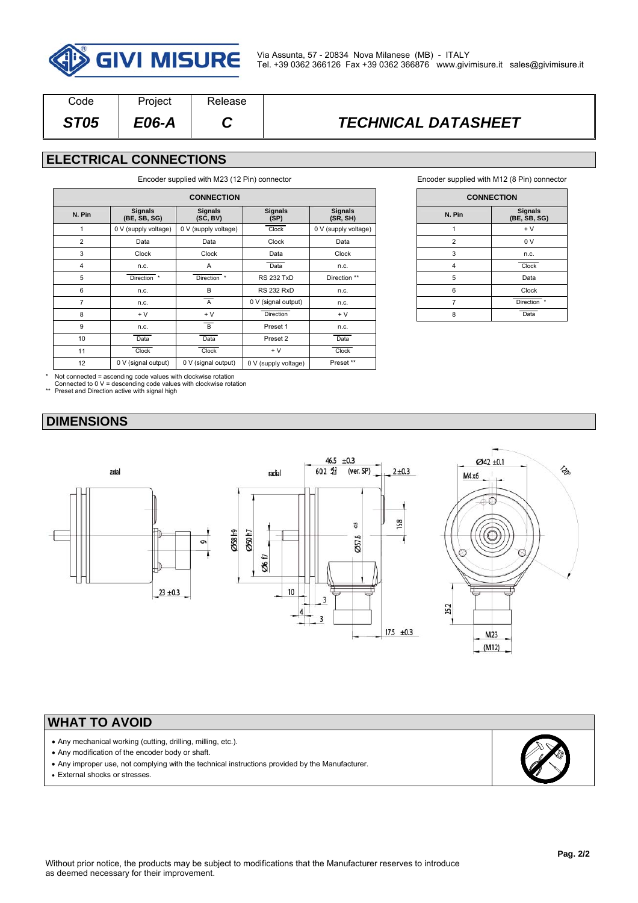| Code | Project | Release | |
|---|---|---|---|
| ***ST05*** | ***E06-A*** | ***C*** | ***TECHNICAL DATASHEET*** |

## ELECTRICAL CONNECTIONS

Encoder supplied with M23 (12 Pin) connector

| CONNECTION | | | | |
|---|---|---|---|---|
| **N. Pin** | **Signals (BE, SB, SG)** | **Signals (SC, BV)** | **Signals (SP)** | **Signals (SR, SH)** |
| 1 | 0 V (supply voltage) | 0 V (supply voltage) | $\overline{\text{Clock}}$ | 0 V (supply voltage) |
| 2 | Data | Data | Clock | Data |
| 3 | Clock | Clock | Data | Clock |
| 4 | n.c. | A | $\overline{\text{Data}}$ | n.c. |
| 5 | $\overline{\text{Direction}}$ * | $\overline{\text{Direction}}$ * | RS 232 TxD | Direction ** |
| 6 | n.c. | B | RS 232 RxD | n.c. |
| 7 | n.c. | $\overline{\text{A}}$ | 0 V (signal output) | n.c. |
| 8 | + V | + V | $\overline{\text{Direction}}$ | + V |
| 9 | n.c. | $\overline{\text{B}}$ | Preset 1 | n.c. |
| 10 | $\overline{\text{Data}}$ | $\overline{\text{Data}}$ | Preset 2 | $\overline{\text{Data}}$ |
| 11 | $\overline{\text{Clock}}$ | $\overline{\text{Clock}}$ | + V | $\overline{\text{Clock}}$ |
| 12 | 0 V (signal output) | 0 V (signal output) | 0 V (supply voltage) | Preset ** |

Encoder supplied with M12 (8 Pin) connector

| CONNECTION | |
|---|---|
| **N. Pin** | **Signals (BE, SB, SG)** |
| 1 | + V |
| 2 | 0 V |
| 3 | n.c. |
| 4 | $\overline{\text{Clock}}$ |
| 5 | Data |
| 6 | Clock |
| 7 | $\overline{\text{Direction}}$ * |
| 8 | $\overline{\text{Data}}$ |

\* Not connected = ascending code values with clockwise rotation
Connected to 0 V = descending code values with clockwise rotation
\** Preset and Direction active with signal high

## DIMENSIONS

axial
9
23 ±0.3

radial
46.5 ±0.3
60.2 +0.3 -0.0 (ver. SP)
2 ±0.3
Ø58 f9
Ø50 h7
Ø6 f7
Ø57.8
15.8
10
3
4
3
17.5 ±0.3

Ø42 ±0.1
M4 x6
120°
25.2
M23
(M12)

## WHAT TO AVOID

- Any mechanical working (cutting, drilling, milling, etc.).
- Any modification of the encoder body or shaft.
- Any improper use, not complying with the technical instructions provided by the Manufacturer.
- External shocks or stresses.

Without prior notice, the products may be subject to modifications that the Manufacturer reserves to introduce as deemed necessary for their improvement.